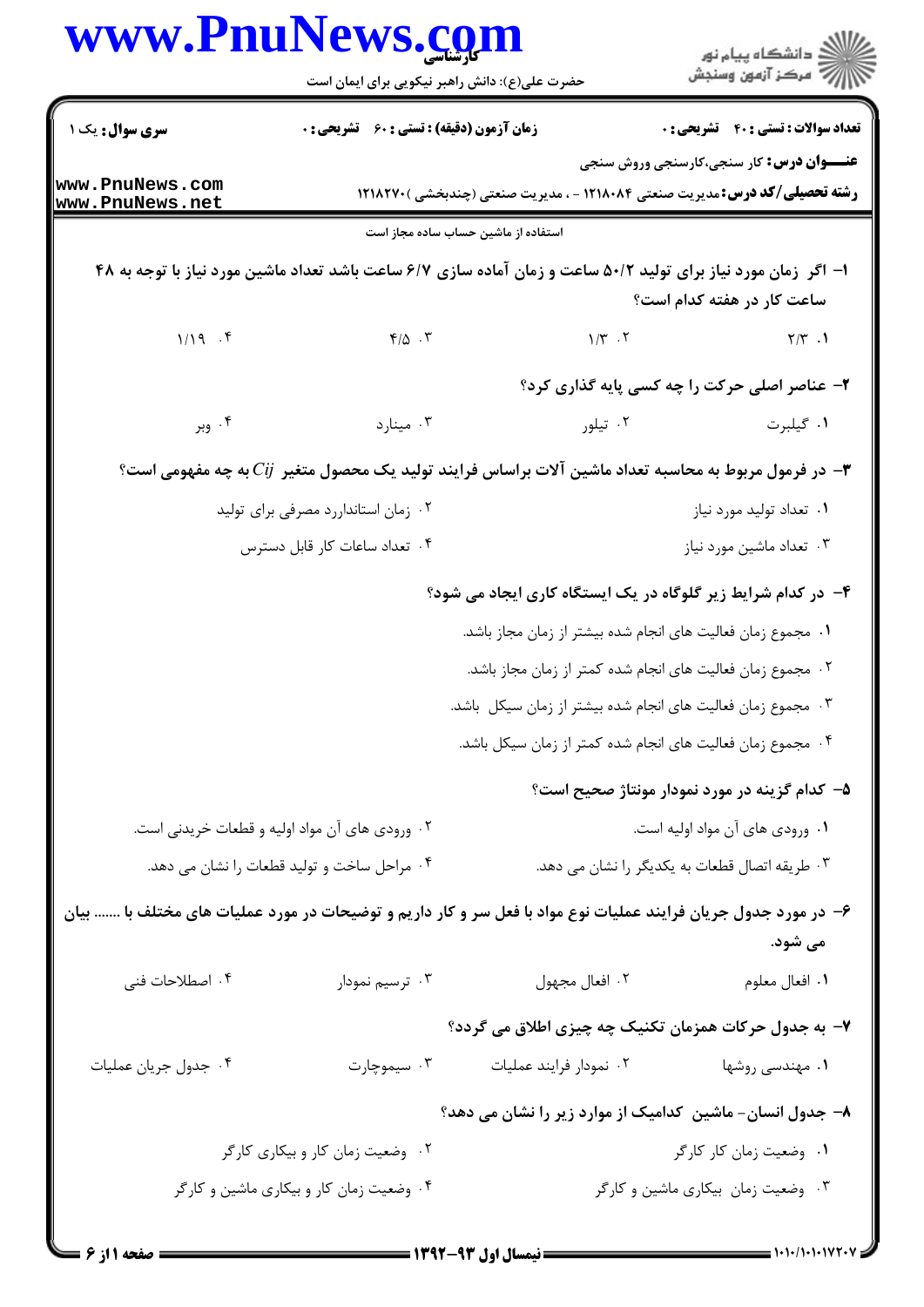**سری سوال:** یک ۱

**زمان آزمون (دقیقه) : تستی : ۶۰ تشریحی : ۰**

**تعداد سوالات : تستی : ۴۰ تشریحی : ۰**

**عنـــوان درس:** کار سنجی،کارسنجی وروش سنجی

**رشته تحصیلی/کد درس:** مدیریت صنعتی ۱۲۱۸۰۸۴ - ، مدیریت صنعتی (چندبخشی )۱۲۱۸۲۷۰

استفاده از ماشین حساب ساده مجاز است

**۱- اگر زمان مورد نیاز برای تولید ۵۰/۲ ساعت و زمان آماده سازی ۶/۷ ساعت باشد تعداد ماشین مورد نیاز با توجه به ۴۸ ساعت کار در هفته کدام است؟**

۱. ۲/۳
۲. ۱/۳
۳. ۴/۵
۴. ۱/۱۹

**۲- عناصر اصلی حرکت را چه کسی پایه گذاری کرد؟**

۱. گیلبرت
۲. تیلور
۳. مینارد
۴. وبر

**۳- در فرمول مربوط به محاسبه تعداد ماشین آلات براساس فرایند تولید یک محصول متغیر $Cij$ به چه مفهومی است؟**

۱. تعداد تولید مورد نیاز
۲. زمان استاندارد مصرفی برای تولید
۳. تعداد ماشین مورد نیاز
۴. تعداد ساعات کار قابل دسترس

**۴- در کدام شرایط زیر گلوگاه در یک ایستگاه کاری ایجاد می شود؟**

۱. مجموع زمان فعالیت های انجام شده بیشتر از زمان مجاز باشد.
۲. مجموع زمان فعالیت های انجام شده کمتر از زمان مجاز باشد.
۳. مجموع زمان فعالیت های انجام شده بیشتر از زمان سیکل باشد.
۴. مجموع زمان فعالیت های انجام شده کمتر از زمان سیکل باشد.

**۵- کدام گزینه در مورد نمودار مونتاژ صحیح است؟**

۱. ورودی های آن مواد اولیه است.
۲. ورودی های آن مواد اولیه و قطعات خریدنی است.
۳. طریقه اتصال قطعات به یکدیگر را نشان می دهد.
۴. مراحل ساخت و تولید قطعات را نشان می دهد.

**۶- در مورد جدول جریان فرایند عملیات نوع مواد با فعل سر و کار داریم و توضیحات در مورد عملیات های مختلف با ....... بیان می شود.**

۱. افعال معلوم
۲. افعال مجهول
۳. ترسیم نمودار
۴. اصطلاحات فنی

**۷- به جدول حرکات همزمان تکنیک چه چیزی اطلاق می گردد؟**

۱. مهندسی روشها
۲. نمودار فرایند عملیات
۳. سیموچارت
۴. جدول جریان عملیات

**۸- جدول انسان- ماشین کدامیک از موارد زیر را نشان می دهد؟**

۱. وضعیت زمان کار کارگر
۲. وضعیت زمان کار و بیکاری کارگر
۳. وضعیت زمان بیکاری ماشین و کارگر
۴. وضعیت زمان کار و بیکاری ماشین و کارگر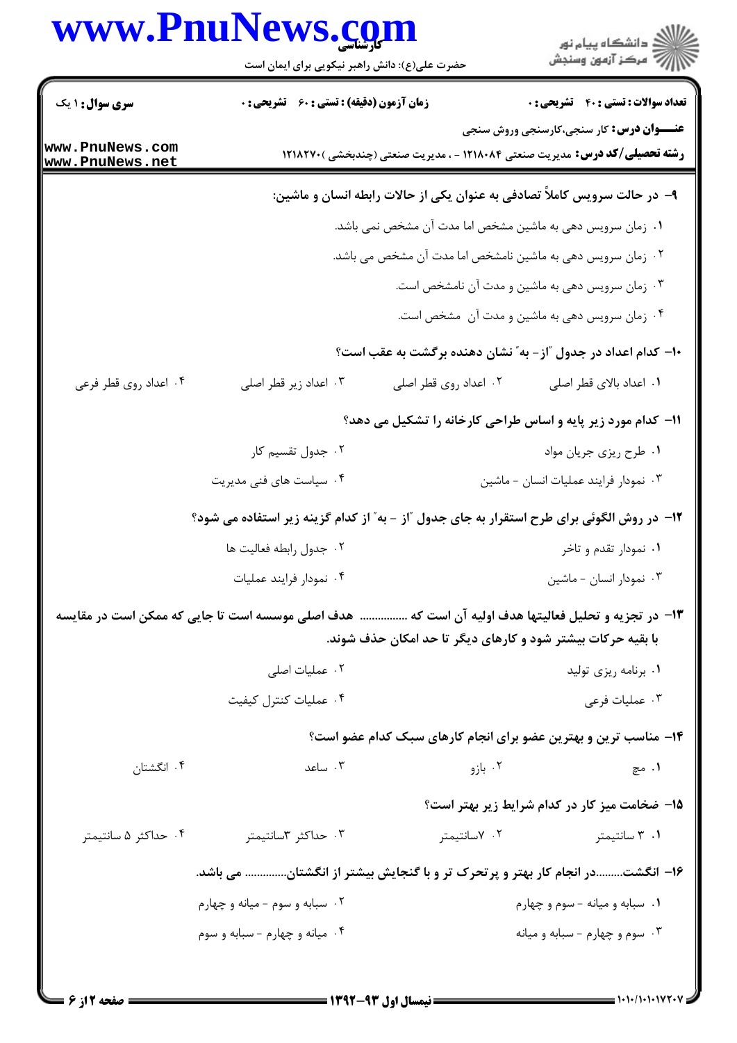**سری سؤال:** ۱ یک | **زمان آزمون (دقیقه) : تستی :** ۶۰ **تشریحی :** ۰ | **تعداد سوالات : تستی :** ۴۰ **تشریحی :** ۰

**عنـــوان درس:** کار سنجی،کارسنجی وروش سنجی

**رشته تحصیلی/کد درس:** مدیریت صنعتی ۱۲۱۸۰۸۴ - ، مدیریت صنعتی (چندبخشی )۱۲۱۸۲۷۰

۹- در حالت سرویس کاملاً تصادفی به عنوان یکی از حالات رابطه انسان و ماشین:

۱. زمان سرویس دهی به ماشین مشخص اما مدت آن مشخص نمی باشد.

۲. زمان سرویس دهی به ماشین نامشخص اما مدت آن مشخص می باشد.

۳. زمان سرویس دهی به ماشین و مدت آن نامشخص است.

۴. زمان سرویس دهی به ماشین و مدت آن مشخص است.

۱۰- کدام اعداد در جدول "از- به" نشان دهنده برگشت به عقب است؟

۱. اعداد بالای قطر اصلی
۲. اعداد روی قطر اصلی
۳. اعداد زیر قطر اصلی
۴. اعداد روی قطر فرعی

۱۱- کدام مورد زیر پایه و اساس طراحی کارخانه را تشکیل می دهد؟

۱. طرح ریزی جریان مواد
۲. جدول تقسیم کار
۳. نمودار فرایند عملیات انسان - ماشین
۴. سیاست های فنی مدیریت

۱۲- در روش الگوئی برای طرح استقرار به جای جدول "از - به" از کدام گزینه زیر استفاده می شود؟

۱. نمودار تقدم و تاخر
۲. جدول رابطه فعالیت ها
۳. نمودار انسان - ماشین
۴. نمودار فرایند عملیات

۱۳- در تجزیه و تحلیل فعالیتها هدف اولیه آن است که ............... هدف اصلی موسسه است تا جایی که ممکن است در مقایسه با بقیه حرکات بیشتر شود و کارهای دیگر تا حد امکان حذف شوند.

۱. برنامه ریزی تولید
۲. عملیات اصلی
۳. عملیات فرعی
۴. عملیات کنترل کیفیت

۱۴- مناسب ترین و بهترین عضو برای انجام کارهای سبک کدام عضو است؟

۱. مچ
۲. بازو
۳. ساعد
۴. انگشتان

۱۵- ضخامت میز کار در کدام شرایط زیر بهتر است؟

۱. ۳ سانتیمتر
۲. ۷سانتیمتر
۳. حداکثر ۳سانتیمتر
۴. حداکثر ۵ سانتیمتر

۱۶- انگشت.........در انجام کار بهتر و پرتحرک تر و با گنجایش بیشتر از انگشتان............. می باشد.

۱. سبابه و میانه - سوم و چهارم
۲. سبابه و سوم - میانه و چهارم
۳. سوم و چهارم - سبابه و میانه
۴. میانه و چهارم - سبابه و سوم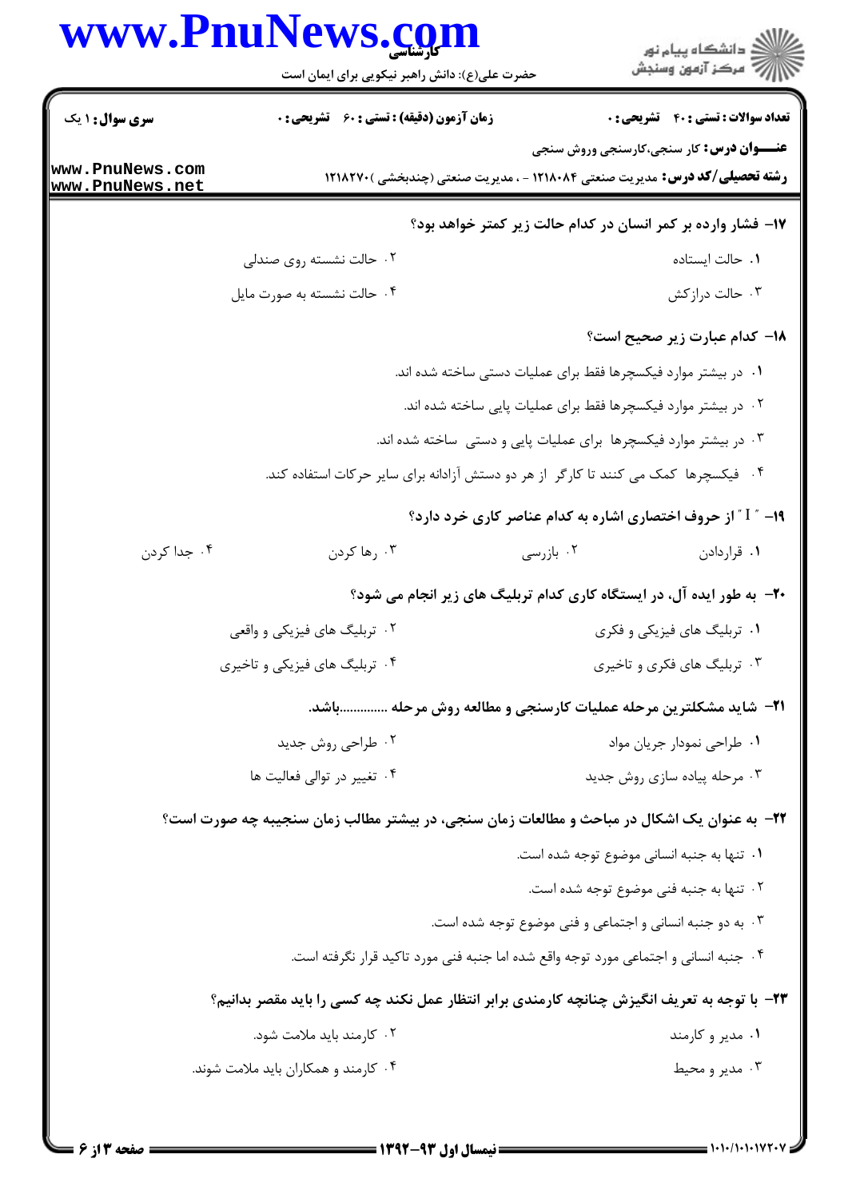**سری سوال:** ۱ یک | **زمان آزمون (دقیقه) : تستی : ۶۰ تشریحی : ۰** | **تعداد سوالات : تستی : ۴۰ تشریحی : ۰**

**عنـــوان درس:** کار سنجی،کارسنجی وروش سنجی

**رشته تحصیلی/کد درس:** مدیریت صنعتی ۱۲۱۸۰۸۴ - ، مدیریت صنعتی (چندبخشی )۱۲۱۸۲۷۰

**۱۷- فشار وارده بر کمر انسان در کدام حالت زیر کمتر خواهد بود؟**

۱. حالت ایستاده

۲. حالت نشسته روی صندلی

۳. حالت درازکش

۴. حالت نشسته به صورت مایل

**۱۸- کدام عبارت زیر صحیح است؟**

۱. در بیشتر موارد فیکسچرها فقط برای عملیات دستی ساخته شده اند.

۲. در بیشتر موارد فیکسچرها فقط برای عملیات پایی ساخته شده اند.

۳. در بیشتر موارد فیکسچرها برای عملیات پایی و دستی ساخته شده اند.

۴. فیکسچرها کمک می کنند تا کارگر از هر دو دستش آزادانه برای سایر حرکات استفاده کند.

**۱۹- " I " از حروف اختصاری اشاره به کدام عناصر کاری خرد دارد؟**

۱. قراردادن

۲. بازرسی

۳. رها کردن

۴. جدا کردن

**۲۰- به طور ایده آل، در ایستگاه کاری کدام تربلیگ های زیر انجام می شود؟**

۱. تربلیگ های فیزیکی و فکری

۲. تربلیگ های فیزیکی و واقعی

۳. تربلیگ های فکری و تاخیری

۴. تربلیگ های فیزیکی و تاخیری

**۲۱- شاید مشکلترین مرحله عملیات کارسنجی و مطالعه روش مرحله ..............باشد.**

۱. طراحی نمودار جریان مواد

۲. طراحی روش جدید

۳. مرحله پیاده سازی روش جدید

۴. تغییر در توالی فعالیت ها

**۲۲- به عنوان یک اشکال در مباحث و مطالعات زمان سنجی، در بیشتر مطالب زمان سنجیبه چه صورت است؟**

۱. تنها به جنبه انسانی موضوع توجه شده است.

۲. تنها به جنبه فنی موضوع توجه شده است.

۳. به دو جنبه انسانی و اجتماعی و فنی موضوع توجه شده است.

۴. جنبه انسانی و اجتماعی مورد توجه واقع شده اما جنبه فنی مورد تاکید قرار نگرفته است.

**۲۳- با توجه به تعریف انگیزش چنانچه کارمندی برابر انتظار عمل نکند چه کسی را باید مقصر بدانیم؟**

۱. مدیر و کارمند

۲. کارمند باید ملامت شود.

۳. مدیر و محیط

۴. کارمند و همکاران باید ملامت شوند.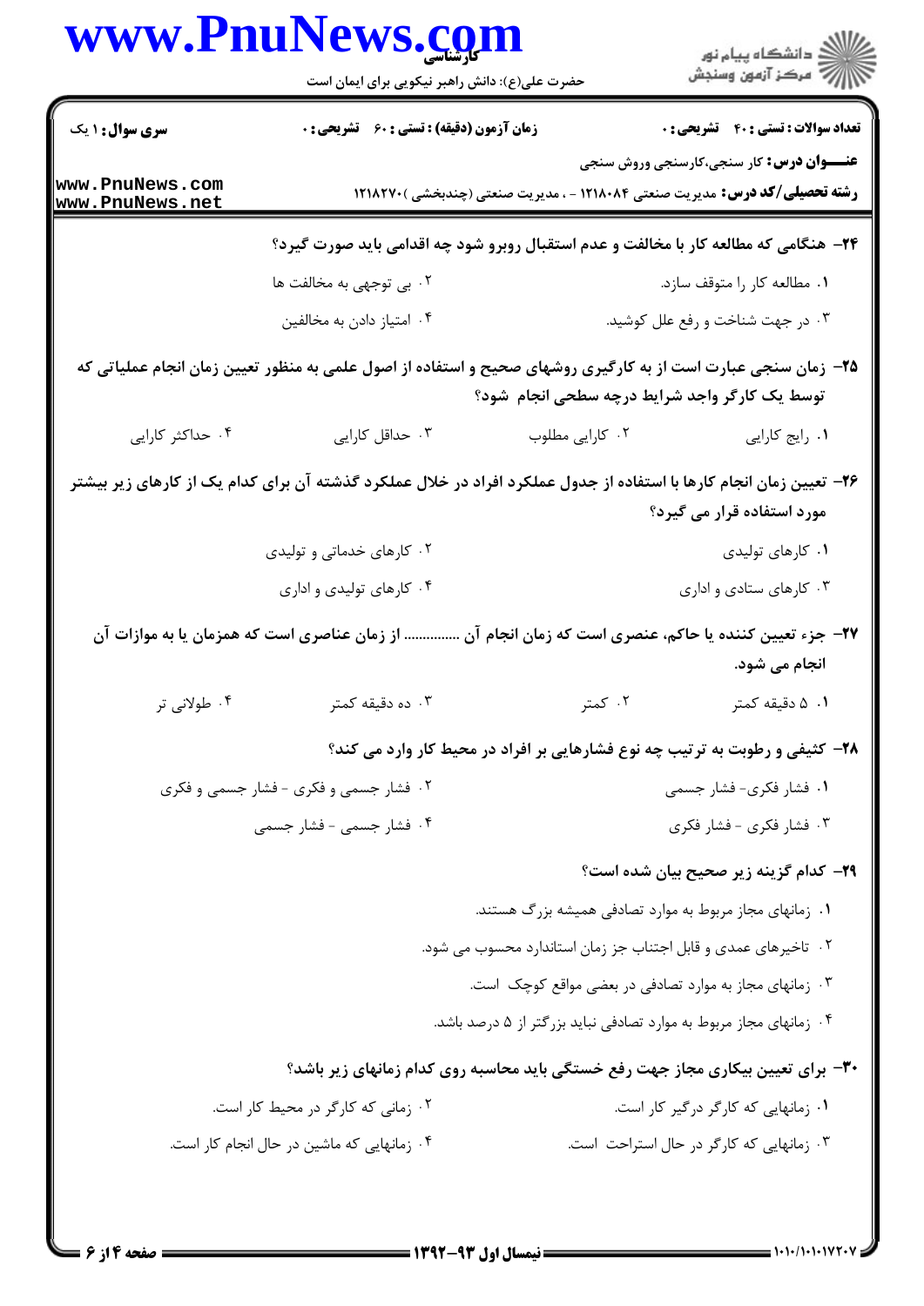**سری سوال:** ۱ یک

**زمان آزمون (دقیقه) : تستی : ۶۰ تشریحی : ۰**

**تعداد سوالات : تستی : ۴۰ تشریحی : ۰**

**عنـــوان درس:** کار سنجی،کارسنجی وروش سنجی

**رشته تحصیلی/کد درس:** مدیریت صنعتی ۱۲۱۸۰۸۴ - ، مدیریت صنعتی (چندبخشی )۱۲۱۸۲۷۰

**۲۴- هنگامی که مطالعه کار با مخالفت و عدم استقبال روبرو شود چه اقدامی باید صورت گیرد؟**

۱. مطالعه کار را متوقف سازد.

۲. بی توجهی به مخالفت ها

۳. در جهت شناخت و رفع علل کوشید.

۴. امتیاز دادن به مخالفین

**۲۵- زمان سنجی عبارت است از به کارگیری روشهای صحیح و استفاده از اصول علمی به منظور تعیین زمان انجام عملیاتی که توسط یک کارگر واجد شرایط درچه سطحی انجام شود؟**

۱. رایج کارایی

۲. کارایی مطلوب

۳. حداقل کارایی

۴. حداکثر کارایی

**۲۶- تعیین زمان انجام کارها با استفاده از جدول عملکرد افراد در خلال عملکرد گذشته آن برای کدام یک از کارهای زیر بیشتر مورد استفاده قرار می گیرد؟**

۱. کارهای تولیدی

۲. کارهای خدماتی و تولیدی

۳. کارهای ستادی و اداری

۴. کارهای تولیدی و اداری

**۲۷- جزء تعیین کننده یا حاکم، عنصری است که زمان انجام آن ............... از زمان عناصری است که همزمان یا به موازات آن انجام می شود.**

۱. ۵ دقیقه کمتر

۲. کمتر

۳. ده دقیقه کمتر

۴. طولانی تر

**۲۸- کثیفی و رطوبت به ترتیب چه نوع فشارهایی بر افراد در محیط کار وارد می کند؟**

۱. فشار فکری- فشار جسمی

۲. فشار جسمی و فکری - فشار جسمی و فکری

۳. فشار فکری - فشار فکری

۴. فشار جسمی - فشار جسمی

**۲۹- کدام گزینه زیر صحیح بیان شده است؟**

۱. زمانهای مجاز مربوط به موارد تصادفی همیشه بزرگ هستند.

۲. تاخیرهای عمدی و قابل اجتناب جز زمان استاندارد محسوب می شود.

۳. زمانهای مجاز به موارد تصادفی در بعضی مواقع کوچک است.

۴. زمانهای مجاز مربوط به موارد تصادفی نباید بزرگتر از ۵ درصد باشد.

**۳۰- برای تعیین بیکاری مجاز جهت رفع خستگی باید محاسبه روی کدام زمانهای زیر باشد؟**

۱. زمانهایی که کارگر درگیر کار است.

۲. زمانی که کارگر در محیط کار است.

۳. زمانهایی که کارگر در حال استراحت است.

۴. زمانهایی که ماشین در حال انجام کار است.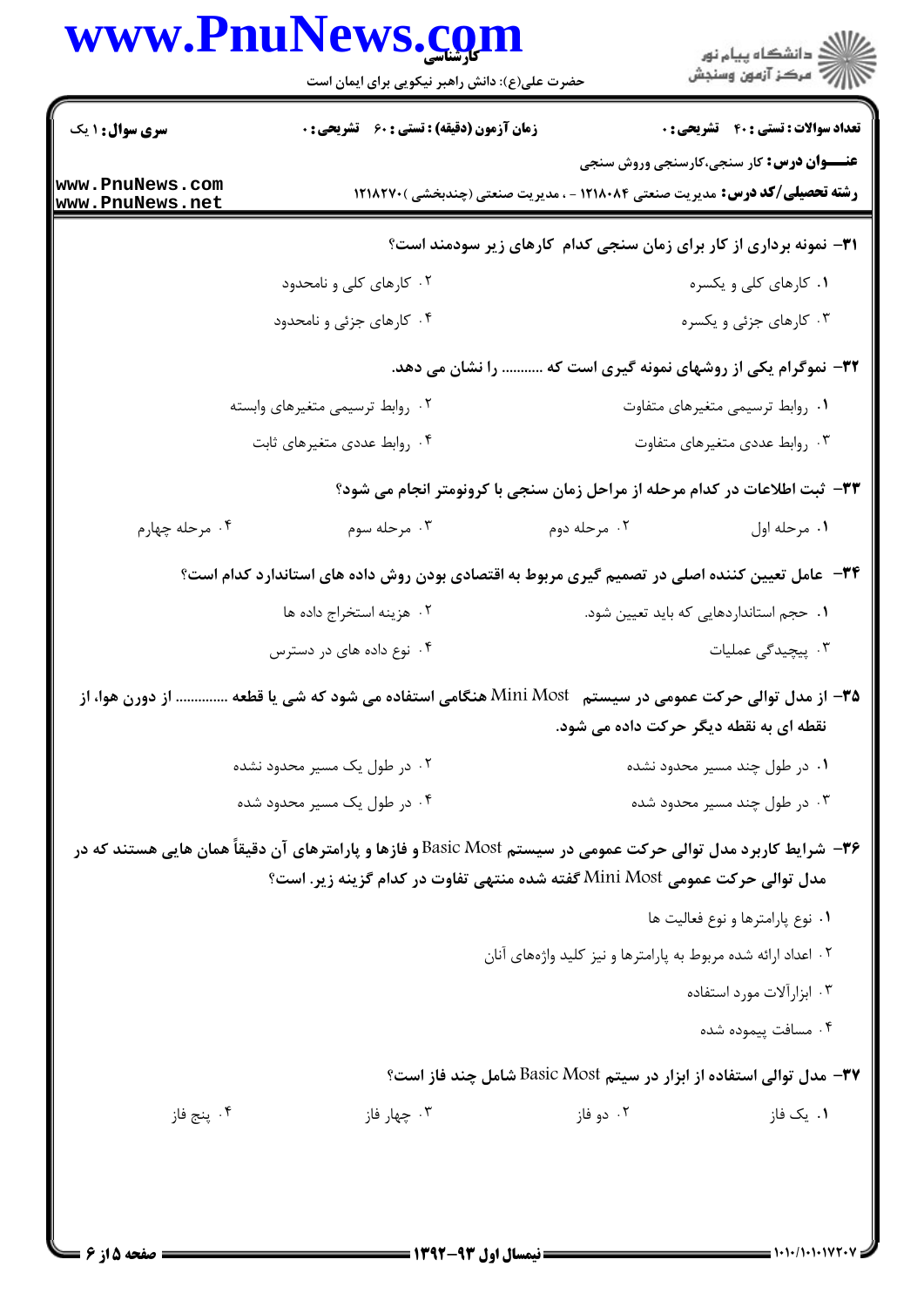**عنـــوان درس:** کار سنجی،کارسنجی وروش سنجی

**رشته تحصیلی/کد درس:** مدیریت صنعتی ۱۲۱۸۰۸۴ - ، مدیریت صنعتی (چندبخشی )۱۲۱۸۲۷۰

**سری سوال:** ۱ یک | **زمان آزمون (دقیقه) : تستی :** ۶۰ **تشریحی :** ۰ | **تعداد سوالات : تستی :** ۴۰ **تشریحی :** ۰

**۳۱- نمونه برداری از کار برای زمان سنجی کدام کارهای زیر سودمند است؟**

۱. کارهای کلی و یکسره

۲. کارهای کلی و نامحدود

۳. کارهای جزئی و یکسره

۴. کارهای جزئی و نامحدود

**۳۲- نموگرام یکی از روشهای نمونه گیری است که .......... را نشان می دهد.**

۱. روابط ترسیمی متغیرهای متفاوت

۲. روابط ترسیمی متغیرهای وابسته

۳. روابط عددی متغیرهای متفاوت

۴. روابط عددی متغیرهای ثابت

**۳۳- ثبت اطلاعات در کدام مرحله از مراحل زمان سنجی با کرونومتر انجام می شود؟**

۱. مرحله اول

۲. مرحله دوم

۳. مرحله سوم

۴. مرحله چهارم

**۳۴- عامل تعیین کننده اصلی در تصمیم گیری مربوط به اقتصادی بودن روش داده های استاندارد کدام است؟**

۱. حجم استانداردهایی که باید تعیین شود.

۲. هزینه استخراج داده ها

۳. پیچیدگی عملیات

۴. نوع داده های در دسترس

**۳۵- از مدل توالی حرکت عمومی در سیستم Mini Most هنگامی استفاده می شود که شی یا قطعه ............. از دورن هوا، از نقطه ای به نقطه دیگر حرکت داده می شود.**

۱. در طول چند مسیر محدود نشده

۲. در طول یک مسیر محدود نشده

۳. در طول چند مسیر محدود شده

۴. در طول یک مسیر محدود شده

**۳۶- شرایط کاربرد مدل توالی حرکت عمومی در سیستم Basic Most و فازها و پارامترهای آن دقیقاً همان هایی هستند که در مدل توالی حرکت عمومی Mini Most گفته شده منتهی تفاوت در کدام گزینه زیر. است؟**

۱. نوع پارامترها و نوع فعالیت ها

۲. اعداد ارائه شده مربوط به پارامترها و نیز کلید واژه‌های آنان

۳. ابزارآلات مورد استفاده

۴. مسافت پیموده شده

**۳۷- مدل توالی استفاده از ابزار در سیتم Basic Most شامل چند فاز است؟**

۱. یک فاز

۲. دو فاز

۳. چهار فاز

۴. پنج فاز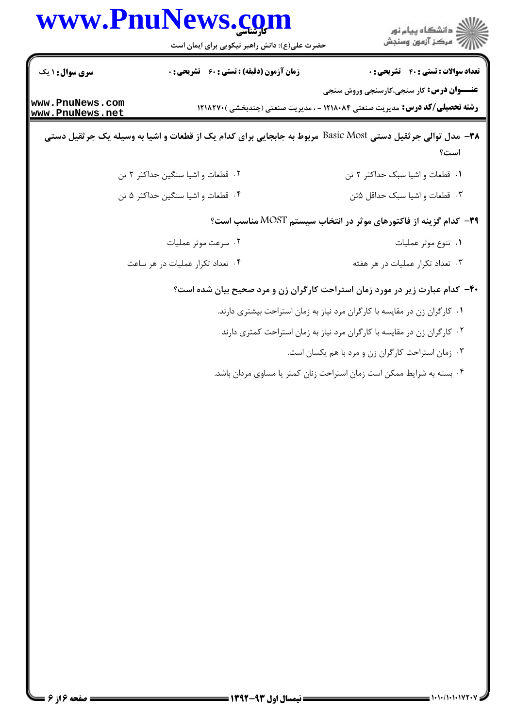۳۸- مدل توالی جرثقیل دستی Basic Most مربوط به جابجایی برای کدام یک از قطعات و اشیا به وسیله یک جرثقیل دستی است؟

۱. قطعات و اشیا سبک حداکثر ۲ تن

۲. قطعات و اشیا سنگین حداکثر ۲ تن

۳. قطعات و اشیا سبک حداقل ۵تن

۴. قطعات و اشیا سنگین حداکثر ۵ تن

۳۹- کدام گزینه از فاکتورهای موثر در انتخاب سیستم MOST مناسب است؟

۱. تنوع موثر عملیات

۲. سرعت موثر عملیات

۳. تعداد تکرار عملیات در هر هفته

۴. تعداد تکرار عملیات در هر ساعت

۴۰- کدام عبارت زیر در مورد زمان استراحت کارگران زن و مرد صحیح بیان شده است؟

۱. کارگران زن در مقایسه با کارگران مرد نیاز به زمان استراحت بیشتری دارند.

۲. کارگران زن در مقایسه با کارگران مرد نیاز به زمان استراحت کمتری دارند

۳. زمان استراحت کارگران زن و مرد با هم یکسان است.

۴. بسته به شرایط ممکن است زمان استراحت زنان کمتر یا مساوی مردان باشد.